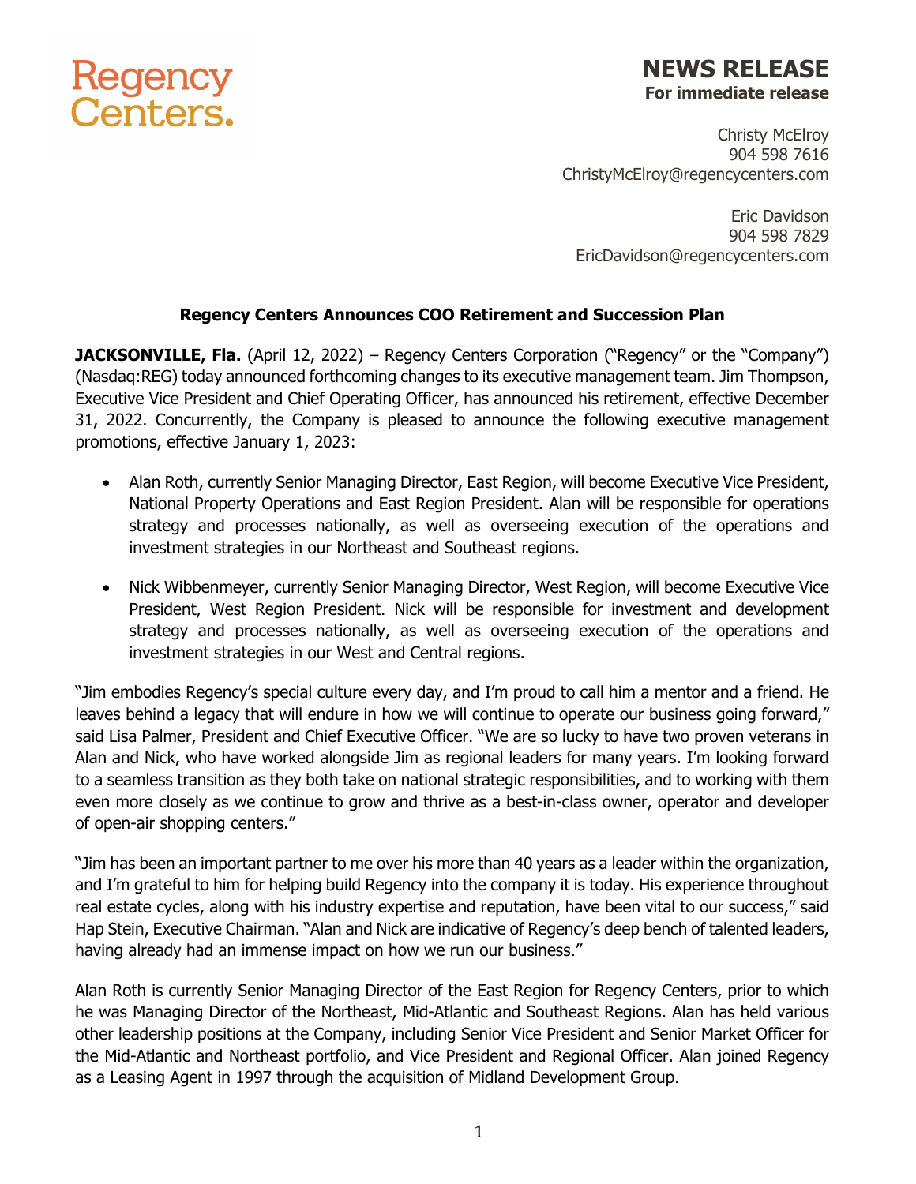Regency Centers.

# NEWS RELEASE

**For immediate release**

Christy McElroy
904 598 7616
ChristyMcElroy@regencycenters.com

Eric Davidson
904 598 7829
EricDavidson@regencycenters.com

## Regency Centers Announces COO Retirement and Succession Plan

**JACKSONVILLE, Fla.** (April 12, 2022) – Regency Centers Corporation ("Regency" or the "Company") (Nasdaq:REG) today announced forthcoming changes to its executive management team. Jim Thompson, Executive Vice President and Chief Operating Officer, has announced his retirement, effective December 31, 2022. Concurrently, the Company is pleased to announce the following executive management promotions, effective January 1, 2023:

- Alan Roth, currently Senior Managing Director, East Region, will become Executive Vice President, National Property Operations and East Region President. Alan will be responsible for operations strategy and processes nationally, as well as overseeing execution of the operations and investment strategies in our Northeast and Southeast regions.
- Nick Wibbenmeyer, currently Senior Managing Director, West Region, will become Executive Vice President, West Region President. Nick will be responsible for investment and development strategy and processes nationally, as well as overseeing execution of the operations and investment strategies in our West and Central regions.

"Jim embodies Regency's special culture every day, and I'm proud to call him a mentor and a friend. He leaves behind a legacy that will endure in how we will continue to operate our business going forward," said Lisa Palmer, President and Chief Executive Officer. "We are so lucky to have two proven veterans in Alan and Nick, who have worked alongside Jim as regional leaders for many years. I'm looking forward to a seamless transition as they both take on national strategic responsibilities, and to working with them even more closely as we continue to grow and thrive as a best-in-class owner, operator and developer of open-air shopping centers."

"Jim has been an important partner to me over his more than 40 years as a leader within the organization, and I'm grateful to him for helping build Regency into the company it is today. His experience throughout real estate cycles, along with his industry expertise and reputation, have been vital to our success," said Hap Stein, Executive Chairman. "Alan and Nick are indicative of Regency's deep bench of talented leaders, having already had an immense impact on how we run our business."

Alan Roth is currently Senior Managing Director of the East Region for Regency Centers, prior to which he was Managing Director of the Northeast, Mid-Atlantic and Southeast Regions. Alan has held various other leadership positions at the Company, including Senior Vice President and Senior Market Officer for the Mid-Atlantic and Northeast portfolio, and Vice President and Regional Officer. Alan joined Regency as a Leasing Agent in 1997 through the acquisition of Midland Development Group.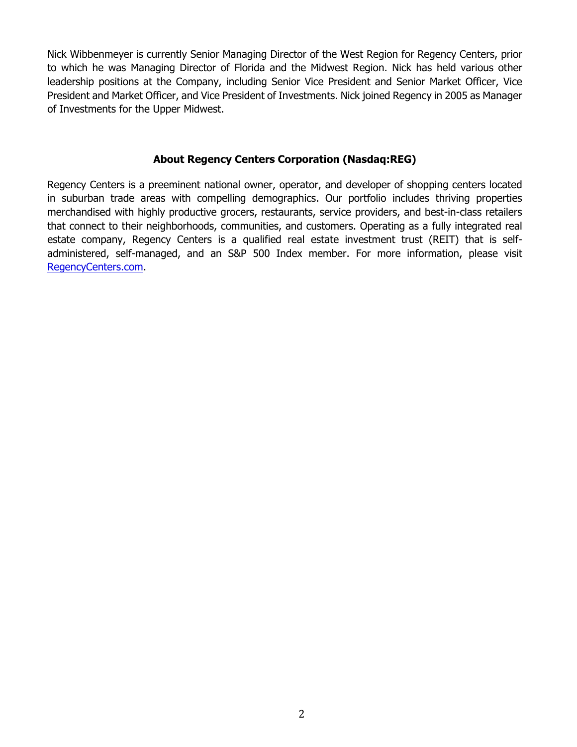Nick Wibbenmeyer is currently Senior Managing Director of the West Region for Regency Centers, prior to which he was Managing Director of Florida and the Midwest Region. Nick has held various other leadership positions at the Company, including Senior Vice President and Senior Market Officer, Vice President and Market Officer, and Vice President of Investments. Nick joined Regency in 2005 as Manager of Investments for the Upper Midwest.

**About Regency Centers Corporation (Nasdaq:REG)**

Regency Centers is a preeminent national owner, operator, and developer of shopping centers located in suburban trade areas with compelling demographics. Our portfolio includes thriving properties merchandised with highly productive grocers, restaurants, service providers, and best-in-class retailers that connect to their neighborhoods, communities, and customers. Operating as a fully integrated real estate company, Regency Centers is a qualified real estate investment trust (REIT) that is self-administered, self-managed, and an S&P 500 Index member. For more information, please visit RegencyCenters.com.